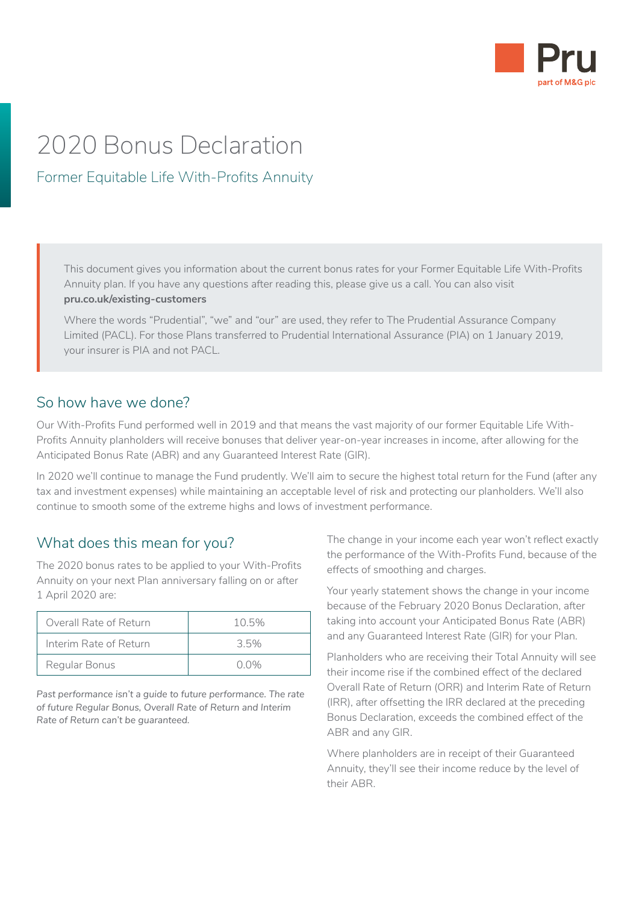# 2020 Bonus Declaration

## Former Equitable Life With-Profits Annuity

This document gives you information about the current bonus rates for your Former Equitable Life With-Profits Annuity plan. If you have any questions after reading this, please give us a call. You can also visit **pru.co.uk/existing-customers**

Where the words "Prudential", "we" and "our" are used, they refer to The Prudential Assurance Company Limited (PACL). For those Plans transferred to Prudential International Assurance (PIA) on 1 January 2019, your insurer is PIA and not PACL.

## So how have we done?

Our With-Profits Fund performed well in 2019 and that means the vast majority of our former Equitable Life With-Profits Annuity planholders will receive bonuses that deliver year-on-year increases in income, after allowing for the Anticipated Bonus Rate (ABR) and any Guaranteed Interest Rate (GIR).

In 2020 we'll continue to manage the Fund prudently. We'll aim to secure the highest total return for the Fund (after any tax and investment expenses) while maintaining an acceptable level of risk and protecting our planholders. We'll also continue to smooth some of the extreme highs and lows of investment performance.

## What does this mean for you?

The 2020 bonus rates to be applied to your With-Profits Annuity on your next Plan anniversary falling on or after 1 April 2020 are:

| | |
|---|---|
| Overall Rate of Return | 10.5% |
| Interim Rate of Return | 3.5% |
| Regular Bonus | 0.0% |

*Past performance isn't a guide to future performance. The rate of future Regular Bonus, Overall Rate of Return and Interim Rate of Return can't be guaranteed.*

The change in your income each year won't reflect exactly the performance of the With-Profits Fund, because of the effects of smoothing and charges.

Your yearly statement shows the change in your income because of the February 2020 Bonus Declaration, after taking into account your Anticipated Bonus Rate (ABR) and any Guaranteed Interest Rate (GIR) for your Plan.

Planholders who are receiving their Total Annuity will see their income rise if the combined effect of the declared Overall Rate of Return (ORR) and Interim Rate of Return (IRR), after offsetting the IRR declared at the preceding Bonus Declaration, exceeds the combined effect of the ABR and any GIR.

Where planholders are in receipt of their Guaranteed Annuity, they'll see their income reduce by the level of their ABR.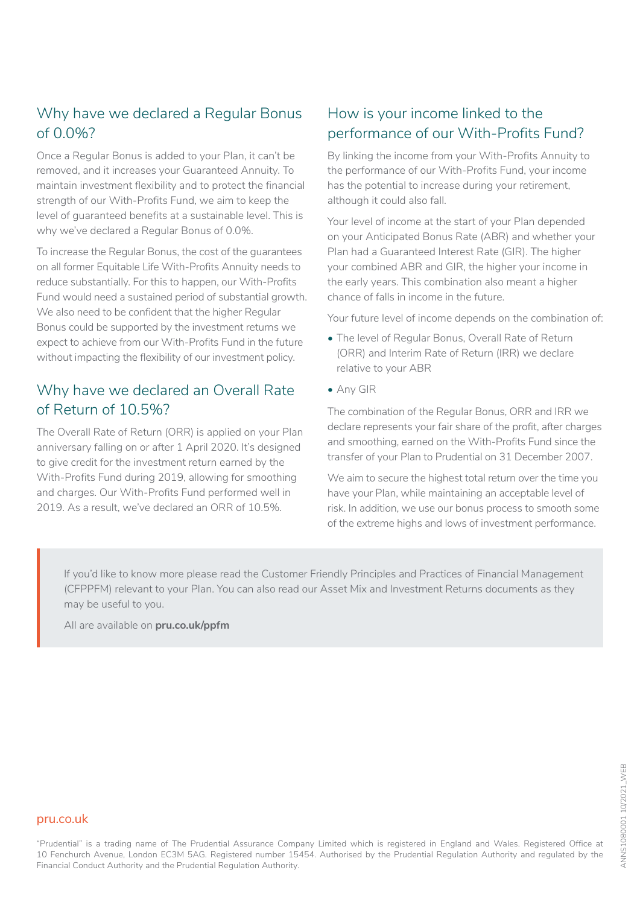## Why have we declared a Regular Bonus of 0.0%?

Once a Regular Bonus is added to your Plan, it can't be removed, and it increases your Guaranteed Annuity. To maintain investment flexibility and to protect the financial strength of our With-Profits Fund, we aim to keep the level of guaranteed benefits at a sustainable level. This is why we've declared a Regular Bonus of 0.0%.

To increase the Regular Bonus, the cost of the guarantees on all former Equitable Life With-Profits Annuity needs to reduce substantially. For this to happen, our With-Profits Fund would need a sustained period of substantial growth. We also need to be confident that the higher Regular Bonus could be supported by the investment returns we expect to achieve from our With-Profits Fund in the future without impacting the flexibility of our investment policy.

## Why have we declared an Overall Rate of Return of 10.5%?

The Overall Rate of Return (ORR) is applied on your Plan anniversary falling on or after 1 April 2020. It's designed to give credit for the investment return earned by the With-Profits Fund during 2019, allowing for smoothing and charges. Our With-Profits Fund performed well in 2019. As a result, we've declared an ORR of 10.5%.

## How is your income linked to the performance of our With-Profits Fund?

By linking the income from your With-Profits Annuity to the performance of our With-Profits Fund, your income has the potential to increase during your retirement, although it could also fall.

Your level of income at the start of your Plan depended on your Anticipated Bonus Rate (ABR) and whether your Plan had a Guaranteed Interest Rate (GIR). The higher your combined ABR and GIR, the higher your income in the early years. This combination also meant a higher chance of falls in income in the future.

Your future level of income depends on the combination of:

- The level of Regular Bonus, Overall Rate of Return (ORR) and Interim Rate of Return (IRR) we declare relative to your ABR
- Any GIR

The combination of the Regular Bonus, ORR and IRR we declare represents your fair share of the profit, after charges and smoothing, earned on the With-Profits Fund since the transfer of your Plan to Prudential on 31 December 2007.

We aim to secure the highest total return over the time you have your Plan, while maintaining an acceptable level of risk. In addition, we use our bonus process to smooth some of the extreme highs and lows of investment performance.

> If you'd like to know more please read the Customer Friendly Principles and Practices of Financial Management (CFPPFM) relevant to your Plan. You can also read our Asset Mix and Investment Returns documents as they may be useful to you.
>
> All are available on **pru.co.uk/ppfm**

pru.co.uk

"Prudential" is a trading name of The Prudential Assurance Company Limited which is registered in England and Wales. Registered Office at 10 Fenchurch Avenue, London EC3M 5AG. Registered number 15454. Authorised by the Prudential Regulation Authority and regulated by the Financial Conduct Authority and the Prudential Regulation Authority.

ANNS1080001 10/2021_WEB